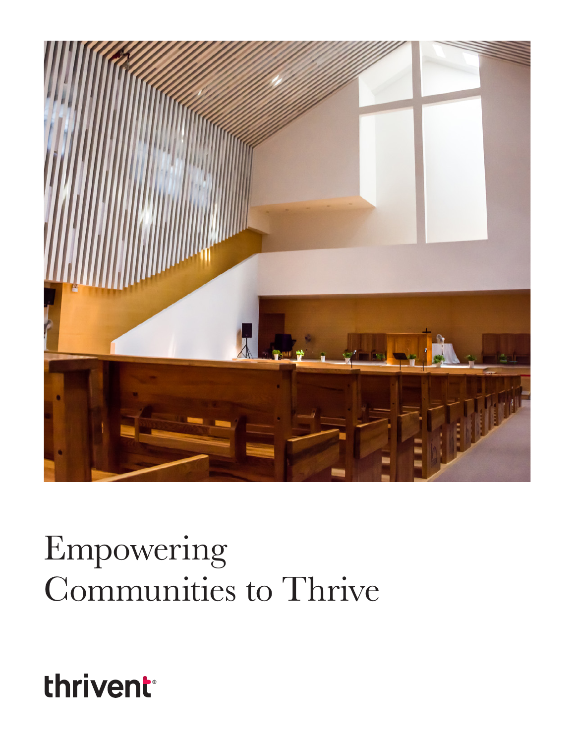# Empowering Communities to Thrive

thrivent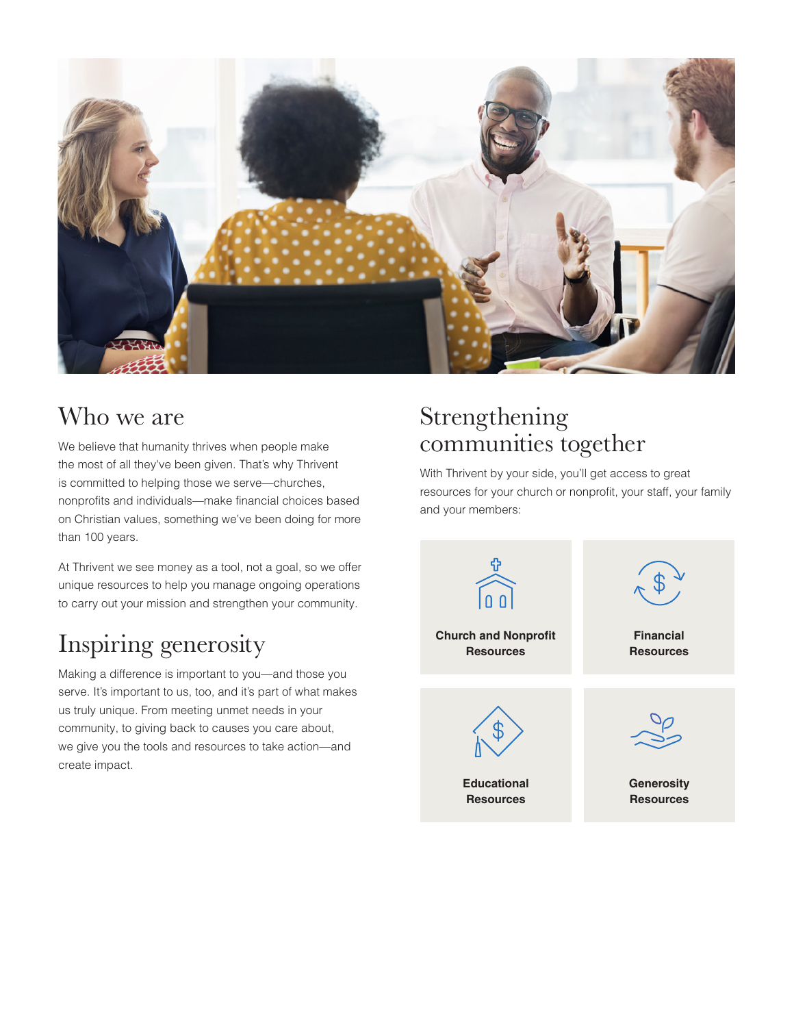## Who we are

We believe that humanity thrives when people make the most of all they've been given. That's why Thrivent is committed to helping those we serve—churches, nonprofits and individuals—make financial choices based on Christian values, something we've been doing for more than 100 years.

At Thrivent we see money as a tool, not a goal, so we offer unique resources to help you manage ongoing operations to carry out your mission and strengthen your community.

## Inspiring generosity

Making a difference is important to you—and those you serve. It's important to us, too, and it's part of what makes us truly unique. From meeting unmet needs in your community, to giving back to causes you care about, we give you the tools and resources to take action—and create impact.

## Strengthening communities together

With Thrivent by your side, you'll get access to great resources for your church or nonprofit, your staff, your family and your members:

**Church and Nonprofit Resources**

**Financial Resources**

**Educational Resources**

**Generosity Resources**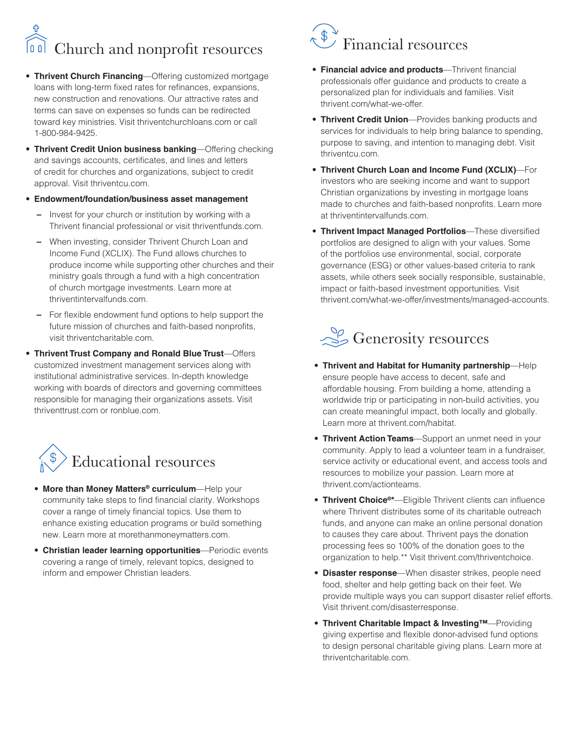## Church and nonprofit resources

- **Thrivent Church Financing**—Offering customized mortgage loans with long-term fixed rates for refinances, expansions, new construction and renovations. Our attractive rates and terms can save on expenses so funds can be redirected toward key ministries. Visit thriventchurchloans.com or call 1-800-984-9425.
- **Thrivent Credit Union business banking**—Offering checking and savings accounts, certificates, and lines and letters of credit for churches and organizations, subject to credit approval. Visit thriventcu.com.
- **Endowment/foundation/business asset management**
  - Invest for your church or institution by working with a Thrivent financial professional or visit thriventfunds.com.
  - When investing, consider Thrivent Church Loan and Income Fund (XCLIX). The Fund allows churches to produce income while supporting other churches and their ministry goals through a fund with a high concentration of church mortgage investments. Learn more at thriventintervalfunds.com.
  - For flexible endowment fund options to help support the future mission of churches and faith-based nonprofits, visit thriventcharitable.com.
- **Thrivent Trust Company and Ronald Blue Trust**—Offers customized investment management services along with institutional administrative services. In-depth knowledge working with boards of directors and governing committees responsible for managing their organizations assets. Visit thriventtrust.com or ronblue.com.

## Educational resources

- **More than Money Matters® curriculum**—Help your community take steps to find financial clarity. Workshops cover a range of timely financial topics. Use them to enhance existing education programs or build something new. Learn more at morethanmoneymatters.com.
- **Christian leader learning opportunities**—Periodic events covering a range of timely, relevant topics, designed to inform and empower Christian leaders.

## Financial resources

- **Financial advice and products**—Thrivent financial professionals offer guidance and products to create a personalized plan for individuals and families. Visit thrivent.com/what-we-offer.
- **Thrivent Credit Union**—Provides banking products and services for individuals to help bring balance to spending, purpose to saving, and intention to managing debt. Visit thriventcu.com.
- **Thrivent Church Loan and Income Fund (XCLIX)**—For investors who are seeking income and want to support Christian organizations by investing in mortgage loans made to churches and faith-based nonprofits. Learn more at thriventintervalfunds.com.
- **Thrivent Impact Managed Portfolios**—These diversified portfolios are designed to align with your values. Some of the portfolios use environmental, social, corporate governance (ESG) or other values-based criteria to rank assets, while others seek socially responsible, sustainable, impact or faith-based investment opportunities. Visit thrivent.com/what-we-offer/investments/managed-accounts.

## Generosity resources

- **Thrivent and Habitat for Humanity partnership**—Help ensure people have access to decent, safe and affordable housing. From building a home, attending a worldwide trip or participating in non-build activities, you can create meaningful impact, both locally and globally. Learn more at thrivent.com/habitat.
- **Thrivent Action Teams**—Support an unmet need in your community. Apply to lead a volunteer team in a fundraiser, service activity or educational event, and access tools and resources to mobilize your passion. Learn more at thrivent.com/actionteams.
- **Thrivent Choice®***—Eligible Thrivent clients can influence where Thrivent distributes some of its charitable outreach funds, and anyone can make an online personal donation to causes they care about. Thrivent pays the donation processing fees so 100% of the donation goes to the organization to help.** Visit thrivent.com/thriventchoice.
- **Disaster response**—When disaster strikes, people need food, shelter and help getting back on their feet. We provide multiple ways you can support disaster relief efforts. Visit thrivent.com/disasterresponse.
- **Thrivent Charitable Impact & Investing™**—Providing giving expertise and flexible donor-advised fund options to design personal charitable giving plans. Learn more at thriventcharitable.com.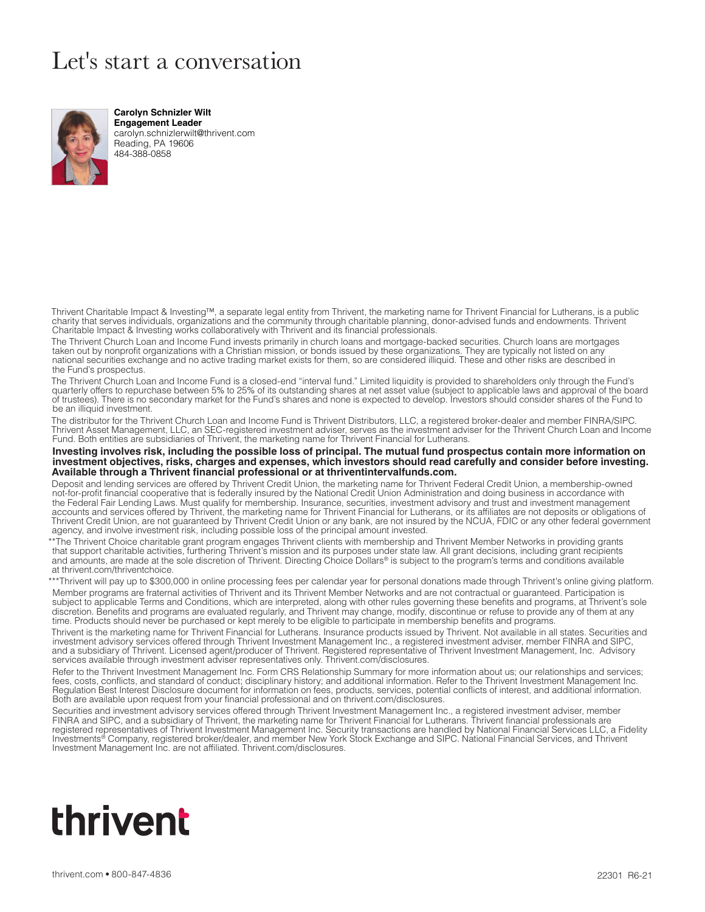# Let's start a conversation

**Carolyn Schnizler Wilt**
**Engagement Leader**
carolyn.schnizlerwilt@thrivent.com
Reading, PA 19606
484-388-0858

Thrivent Charitable Impact & Investing™, a separate legal entity from Thrivent, the marketing name for Thrivent Financial for Lutherans, is a public charity that serves individuals, organizations and the community through charitable planning, donor-advised funds and endowments. Thrivent Charitable Impact & Investing works collaboratively with Thrivent and its financial professionals.

The Thrivent Church Loan and Income Fund invests primarily in church loans and mortgage-backed securities. Church loans are mortgages taken out by nonprofit organizations with a Christian mission, or bonds issued by these organizations. They are typically not listed on any national securities exchange and no active trading market exists for them, so are considered illiquid. These and other risks are described in the Fund's prospectus.

The Thrivent Church Loan and Income Fund is a closed-end "interval fund." Limited liquidity is provided to shareholders only through the Fund's quarterly offers to repurchase between 5% to 25% of its outstanding shares at net asset value (subject to applicable laws and approval of the board of trustees). There is no secondary market for the Fund's shares and none is expected to develop. Investors should consider shares of the Fund to be an illiquid investment.

The distributor for the Thrivent Church Loan and Income Fund is Thrivent Distributors, LLC, a registered broker-dealer and member FINRA/SIPC. Thrivent Asset Management, LLC, an SEC-registered investment adviser, serves as the investment adviser for the Thrivent Church Loan and Income Fund. Both entities are subsidiaries of Thrivent, the marketing name for Thrivent Financial for Lutherans.

**Investing involves risk, including the possible loss of principal. The mutual fund prospectus contain more information on investment objectives, risks, charges and expenses, which investors should read carefully and consider before investing. Available through a Thrivent financial professional or at thriventintervalfunds.com.**

Deposit and lending services are offered by Thrivent Credit Union, the marketing name for Thrivent Federal Credit Union, a membership-owned not-for-profit financial cooperative that is federally insured by the National Credit Union Administration and doing business in accordance with the Federal Fair Lending Laws. Must qualify for membership. Insurance, securities, investment advisory and trust and investment management accounts and services offered by Thrivent, the marketing name for Thrivent Financial for Lutherans, or its affiliates are not deposits or obligations of Thrivent Credit Union, are not guaranteed by Thrivent Credit Union or any bank, are not insured by the NCUA, FDIC or any other federal government agency, and involve investment risk, including possible loss of the principal amount invested.

**The Thrivent Choice charitable grant program engages Thrivent clients with membership and Thrivent Member Networks in providing grants that support charitable activities, furthering Thrivent's mission and its purposes under state law. All grant decisions, including grant recipients and amounts, are made at the sole discretion of Thrivent. Directing Choice Dollars® is subject to the program's terms and conditions available at thrivent.com/thriventchoice.

***Thrivent will pay up to $300,000 in online processing fees per calendar year for personal donations made through Thrivent's online giving platform.

Member programs are fraternal activities of Thrivent and its Thrivent Member Networks and are not contractual or guaranteed. Participation is subject to applicable Terms and Conditions, which are interpreted, along with other rules governing these benefits and programs, at Thrivent's sole discretion. Benefits and programs are evaluated regularly, and Thrivent may change, modify, discontinue or refuse to provide any of them at any time. Products should never be purchased or kept merely to be eligible to participate in membership benefits and programs.

Thrivent is the marketing name for Thrivent Financial for Lutherans. Insurance products issued by Thrivent. Not available in all states. Securities and investment advisory services offered through Thrivent Investment Management Inc., a registered investment adviser, member FINRA and SIPC, and a subsidiary of Thrivent. Licensed agent/producer of Thrivent. Registered representative of Thrivent Investment Management, Inc. Advisory services available through investment adviser representatives only. Thrivent.com/disclosures.

Refer to the Thrivent Investment Management Inc. Form CRS Relationship Summary for more information about us; our relationships and services; fees, costs, conflicts, and standard of conduct; disciplinary history; and additional information. Refer to the Thrivent Investment Management Inc. Regulation Best Interest Disclosure document for information on fees, products, services, potential conflicts of interest, and additional information. Both are available upon request from your financial professional and on thrivent.com/disclosures.

Securities and investment advisory services offered through Thrivent Investment Management Inc., a registered investment adviser, member FINRA and SIPC, and a subsidiary of Thrivent, the marketing name for Thrivent Financial for Lutherans. Thrivent financial professionals are registered representatives of Thrivent Investment Management Inc. Security transactions are handled by National Financial Services LLC, a Fidelity Investments® Company, registered broker/dealer, and member New York Stock Exchange and SIPC. National Financial Services, and Thrivent Investment Management Inc. are not affiliated. Thrivent.com/disclosures.

thrivent

thrivent.com • 800-847-4836

22301 R6-21